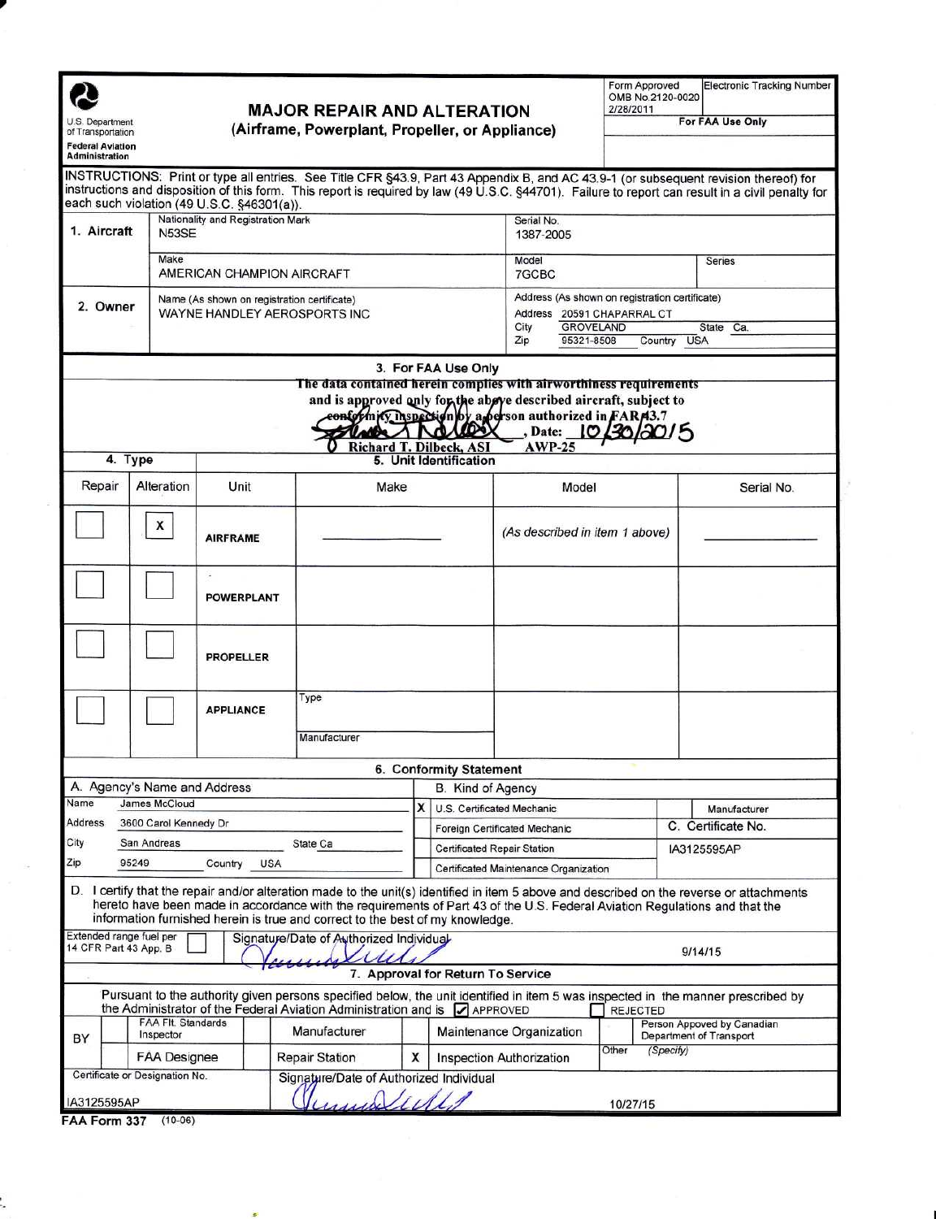U.S. Department of Transportation
**Federal Aviation Administration**

# MAJOR REPAIR AND ALTERATION
## (Airframe, Powerplant, Propeller, or Appliance)

Form Approved OMB No.2120-0020 2/28/2011

Electronic Tracking Number

**For FAA Use Only**

INSTRUCTIONS: Print or type all entries. See Title CFR §43.9, Part 43 Appendix B, and AC 43.9-1 (or subsequent revision thereof) for instructions and disposition of this form. This report is required by law (49 U.S.C. §44701). Failure to report can result in a civil penalty for each such violation (49 U.S.C. §46301(a)).

| | | | |
|---|---|---|---|
| **1. Aircraft** | Nationality and Registration Mark: N53SE | Serial No.: 1387-2005 | |
| | Make: AMERICAN CHAMPION AIRCRAFT | Model: 7GCBC | Series: |
| **2. Owner** | Name (As shown on registration certificate): WAYNE HANDLEY AEROSPORTS INC | Address (As shown on registration certificate): Address 20591 CHAPARRAL CT, City GROVELAND, State Ca., Zip 95321-8508, Country USA | |

**3. For FAA Use Only**

The data contained herein complies with airworthiness requirements and is approved only for the above described aircraft, subject to conformity inspection by a person authorized in FAR 43.7

[Signature], Date: 10/30/2015
Richard T. Dilbeck, ASI AWP-25

**4. Type** / **5. Unit Identification**

| Repair | Alteration | Unit | Make | Model | Serial No. |
|---|---|---|---|---|---|
| ☐ | X | AIRFRAME | ———— | (As described in item 1 above) | ———— |
| ☐ | ☐ | POWERPLANT | | | |
| ☐ | ☐ | PROPELLER | | | |
| ☐ | ☐ | APPLIANCE | Type / Manufacturer | | |

**6. Conformity Statement**

| A. Agency's Name and Address | | B. Kind of Agency | |
|---|---|---|---|
| Name | James McCloud | X U.S. Certificated Mechanic | Manufacturer |
| Address | 3600 Carol Kennedy Dr | Foreign Certificated Mechanic | C. Certificate No. |
| City | San Andreas State Ca | Certificated Repair Station | IA3125595AP |
| Zip | 95249 Country USA | Certificated Maintenance Organization | |

D. I certify that the repair and/or alteration made to the unit(s) identified in item 5 above and described on the reverse or attachments hereto have been made in accordance with the requirements of Part 43 of the U.S. Federal Aviation Regulations and that the information furnished herein is true and correct to the best of my knowledge.

Extended range fuel per 14 CFR Part 43 App. B ☐ — Signature/Date of Authorized Individual: [Signature] 9/14/15

**7. Approval for Return To Service**

Pursuant to the authority given persons specified below, the unit identified in item 5 was inspected in the manner prescribed by the Administrator of the Federal Aviation Administration and is ☑ APPROVED ☐ REJECTED

| BY | | | | | | |
|---|---|---|---|---|---|---|
| | ☐ FAA Flt. Standards Inspector | ☐ Manufacturer | ☐ Maintenance Organization | | ☐ Person Approved by Canadian Department of Transport | |
| | ☐ FAA Designee | ☐ Repair Station | X Inspection Authorization | | Other (Specify) | |

Certificate or Designation No.: IA3125595AP — Signature/Date of Authorized Individual: [Signature] 10/27/15

FAA Form 337 (10-06)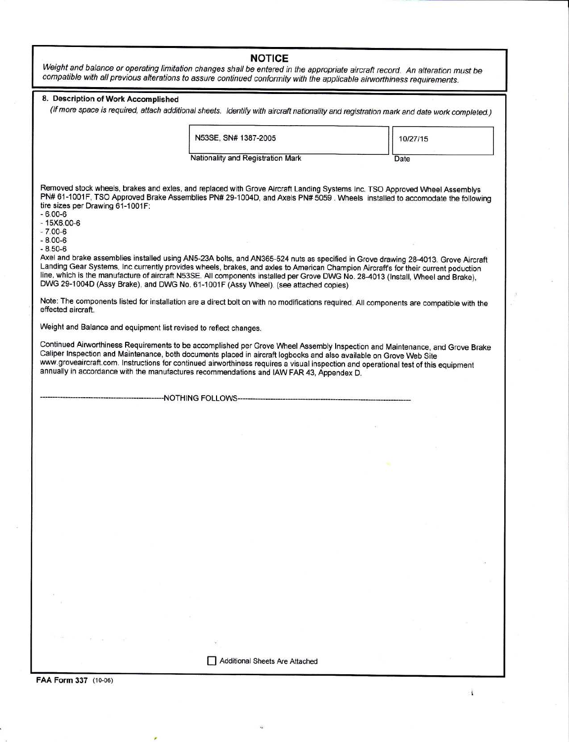## NOTICE

*Weight and balance or operating limitation changes shall be entered in the appropriate aircraft record. An alteration must be compatible with all previous alterations to assure continued conformity with the applicable airworthiness requirements.*

**8. Description of Work Accomplished**

*(If more space is required, attach additional sheets. Identify with aircraft nationality and registration mark and date work completed.)*

| Nationality and Registration Mark | Date |
|---|---|
| N53SE, SN# 1387-2005 | 10/27/15 |

Removed stock wheels, brakes and exles, and replaced with Grove Aircraft Landing Systems Inc. TSO Approved Wheel Assemblys PN# 61-1001F, TSO Approved Brake Assemblies PN# 29-1004D, and Axels PN# 5059 . Wheels installed to accomodate the following tire sizes per Drawing 61-1001F:

- 6.00-6
- 15X6.00-6
- 7.00-6
- 8.00-6
- 8.50-6

Axel and brake assemblies installed using AN5-23A bolts, and AN365-524 nuts as specified in Grove drawing 28-4013. Grove Aircraft Landing Gear Systems, Inc currently provides wheels, brakes, and axles to American Champion Aircraft's for their current poduction line, which is the manufacture of aircraft N53SE. All components installed per Grove DWG No. 28-4013 (Install, Wheel and Brake), DWG 29-1004D (Assy Brake), and DWG No. 61-1001F (Assy Wheel). (see attached copies)

Note: The components listed for installation are a direct bolt on with no modifications required. All components are compatible with the effected aircraft.

Weight and Balance and equipment list revised to reflect changes.

Continued Airworthiness Requirements to be accomplished per Grove Wheel Assembly Inspection and Maintenance, and Grove Brake Caliper Inspection and Maintenance, both documents placed in aircraft logbooks and also available on Grove Web Site www.groveaircraft.com. Instructions for continued airworthiness requires a visual inspection and operational test of this equipment annually in accordance with the manufactures recommendations and IAW FAR 43, Appendex D.

-----------------------------------------------NOTHING FOLLOWS-----------------------------------------------

☐ Additional Sheets Are Attached

FAA Form 337 (10-06)